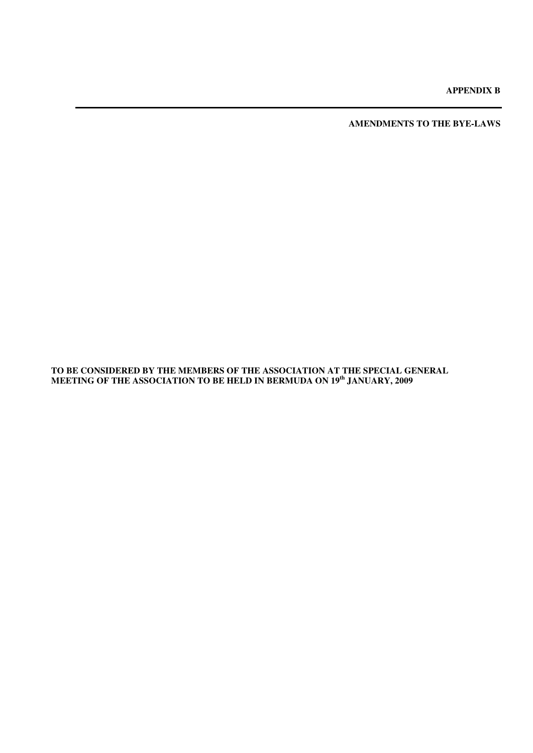**APPENDIX B**

---

**AMENDMENTS TO THE BYE-LAWS**

**TO BE CONSIDERED BY THE MEMBERS OF THE ASSOCIATION AT THE SPECIAL GENERAL MEETING OF THE ASSOCIATION TO BE HELD IN BERMUDA ON 19th JANUARY, 2009**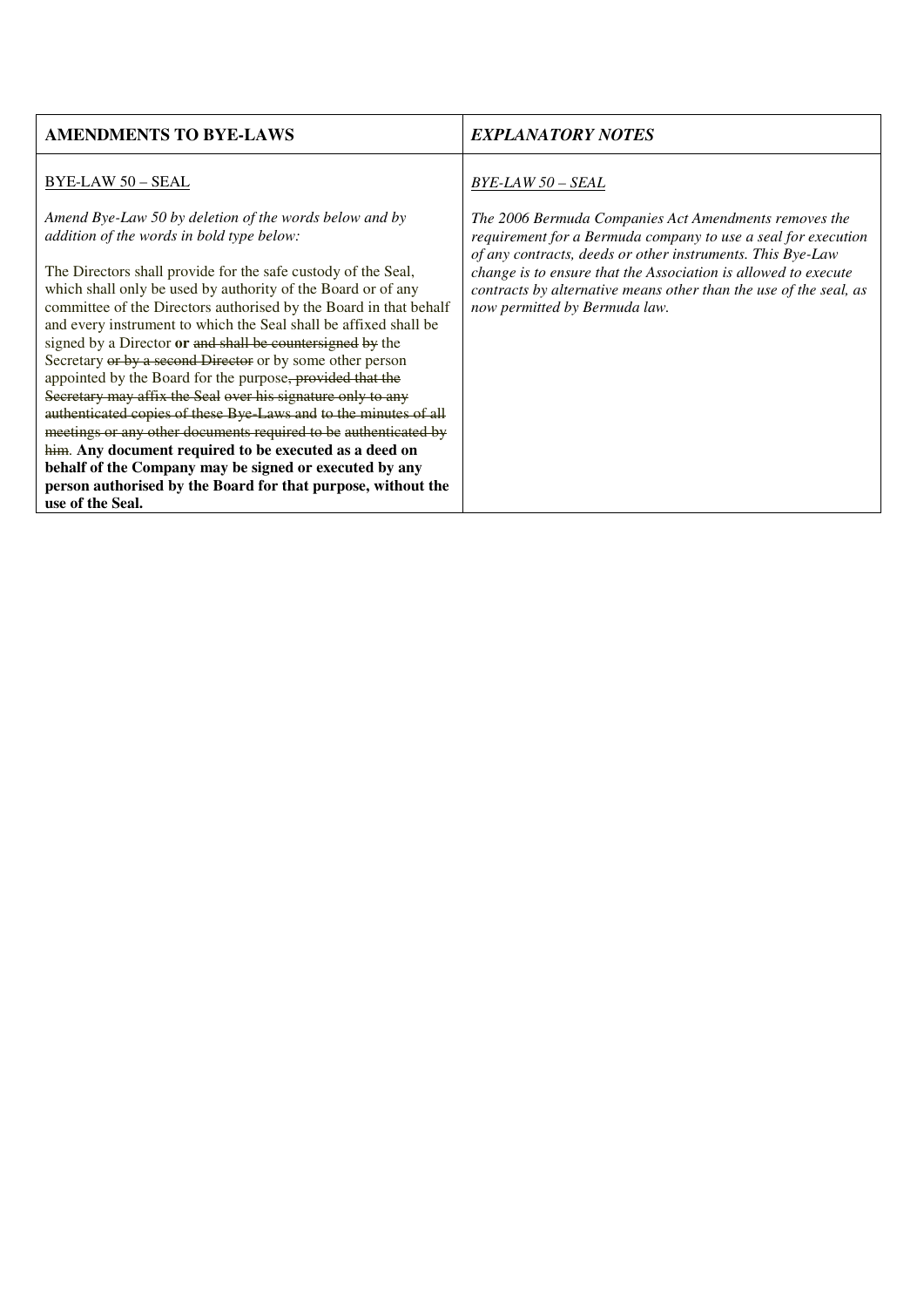| **AMENDMENTS TO BYE-LAWS** | ***EXPLANATORY NOTES*** |
| --- | --- |
| BYE-LAW 50 – SEAL<br><br>*Amend Bye-Law 50 by deletion of the words below and by addition of the words in bold type below:*<br><br>The Directors shall provide for the safe custody of the Seal, which shall only be used by authority of the Board or of any committee of the Directors authorised by the Board in that behalf and every instrument to which the Seal shall be affixed shall be signed by a Director **or** ~~and shall be countersigned by~~ the Secretary ~~or by a second Director~~ or by some other person appointed by the Board for the purpose~~, provided that the Secretary may affix the Seal over his signature only to any authenticated copies of these Bye-Laws and to the minutes of all meetings or any other documents required to be authenticated by him~~. **Any document required to be executed as a deed on behalf of the Company may be signed or executed by any person authorised by the Board for that purpose, without the use of the Seal.** | *BYE-LAW 50 – SEAL*<br><br>*The 2006 Bermuda Companies Act Amendments removes the requirement for a Bermuda company to use a seal for execution of any contracts, deeds or other instruments. This Bye-Law change is to ensure that the Association is allowed to execute contracts by alternative means other than the use of the seal, as now permitted by Bermuda law.* |